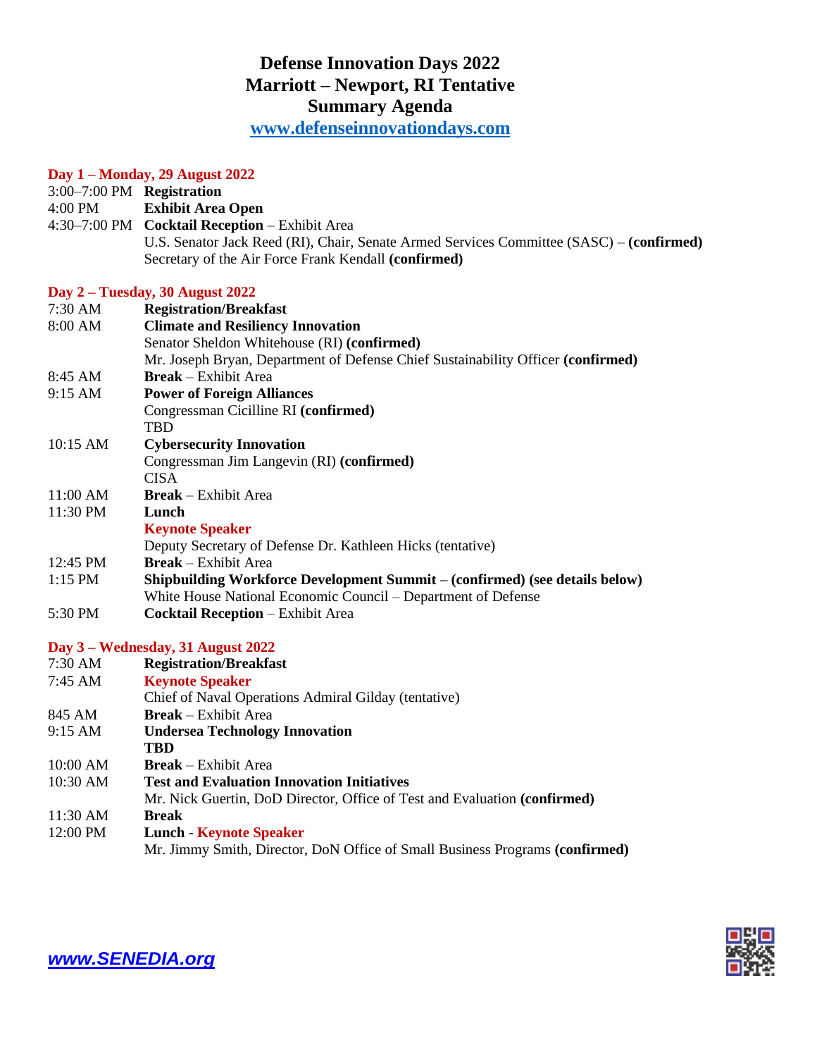# Defense Innovation Days 2022
# Marriott – Newport, RI Tentative
# Summary Agenda

**[www.defenseinnovationdays.com](http://www.defenseinnovationdays.com)**

### Day 1 – Monday, 29 August 2022

3:00–7:00 PM **Registration**
4:00 PM **Exhibit Area Open**
4:30–7:00 PM **Cocktail Reception** – Exhibit Area
U.S. Senator Jack Reed (RI), Chair, Senate Armed Services Committee (SASC) – **(confirmed)**
Secretary of the Air Force Frank Kendall **(confirmed)**

### Day 2 – Tuesday, 30 August 2022

7:30 AM **Registration/Breakfast**
8:00 AM **Climate and Resiliency Innovation**
Senator Sheldon Whitehouse (RI) **(confirmed)**
Mr. Joseph Bryan, Department of Defense Chief Sustainability Officer **(confirmed)**
8:45 AM **Break** – Exhibit Area
9:15 AM **Power of Foreign Alliances**
Congressman Cicilline RI **(confirmed)**
TBD
10:15 AM **Cybersecurity Innovation**
Congressman Jim Langevin (RI) **(confirmed)**
CISA
11:00 AM **Break** – Exhibit Area
11:30 PM **Lunch**
**Keynote Speaker**
Deputy Secretary of Defense Dr. Kathleen Hicks (tentative)
12:45 PM **Break** – Exhibit Area
1:15 PM **Shipbuilding Workforce Development Summit – (confirmed) (see details below)**
White House National Economic Council – Department of Defense
5:30 PM **Cocktail Reception** – Exhibit Area

### Day 3 – Wednesday, 31 August 2022

7:30 AM **Registration/Breakfast**
7:45 AM **Keynote Speaker**
Chief of Naval Operations Admiral Gilday (tentative)
845 AM **Break** – Exhibit Area
9:15 AM **Undersea Technology Innovation**
**TBD**
10:00 AM **Break** – Exhibit Area
10:30 AM **Test and Evaluation Innovation Initiatives**
Mr. Nick Guertin, DoD Director, Office of Test and Evaluation **(confirmed)**
11:30 AM **Break**
12:00 PM **Lunch - Keynote Speaker**
Mr. Jimmy Smith, Director, DoN Office of Small Business Programs **(confirmed)**

***[www.SENEDIA.org](http://www.SENEDIA.org)***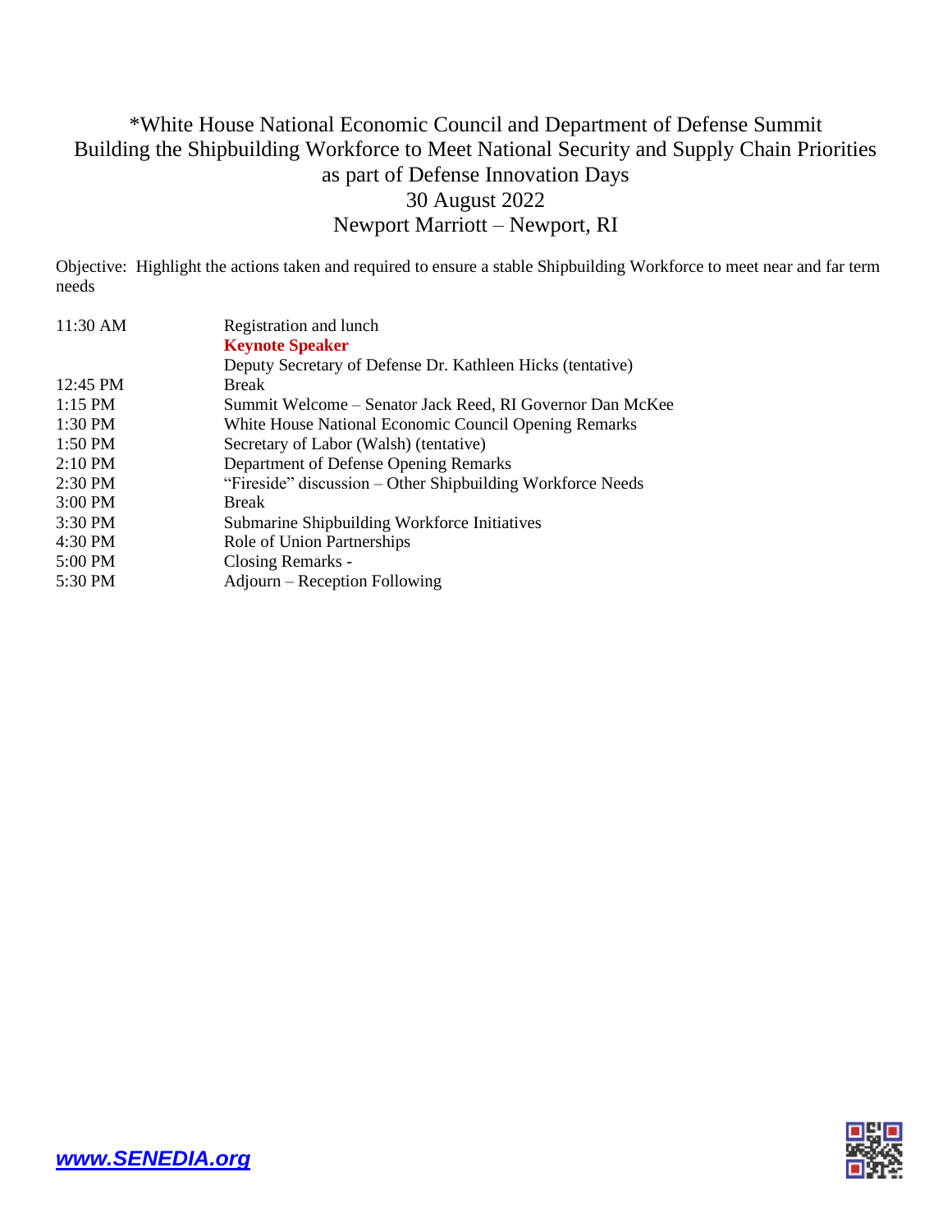# *White House National Economic Council and Department of Defense Summit
## Building the Shipbuilding Workforce to Meet National Security and Supply Chain Priorities
### as part of Defense Innovation Days
### 30 August 2022
### Newport Marriott – Newport, RI

Objective: Highlight the actions taken and required to ensure a stable Shipbuilding Workforce to meet near and far term needs

| | |
|---|---|
| 11:30 AM | Registration and lunch |
| | **Keynote Speaker** |
| | Deputy Secretary of Defense Dr. Kathleen Hicks (tentative) |
| 12:45 PM | Break |
| 1:15 PM | Summit Welcome – Senator Jack Reed, RI Governor Dan McKee |
| 1:30 PM | White House National Economic Council Opening Remarks |
| 1:50 PM | Secretary of Labor (Walsh) (tentative) |
| 2:10 PM | Department of Defense Opening Remarks |
| 2:30 PM | "Fireside" discussion – Other Shipbuilding Workforce Needs |
| 3:00 PM | Break |
| 3:30 PM | Submarine Shipbuilding Workforce Initiatives |
| 4:30 PM | Role of Union Partnerships |
| 5:00 PM | Closing Remarks - |
| 5:30 PM | Adjourn – Reception Following |

***www.SENEDIA.org***